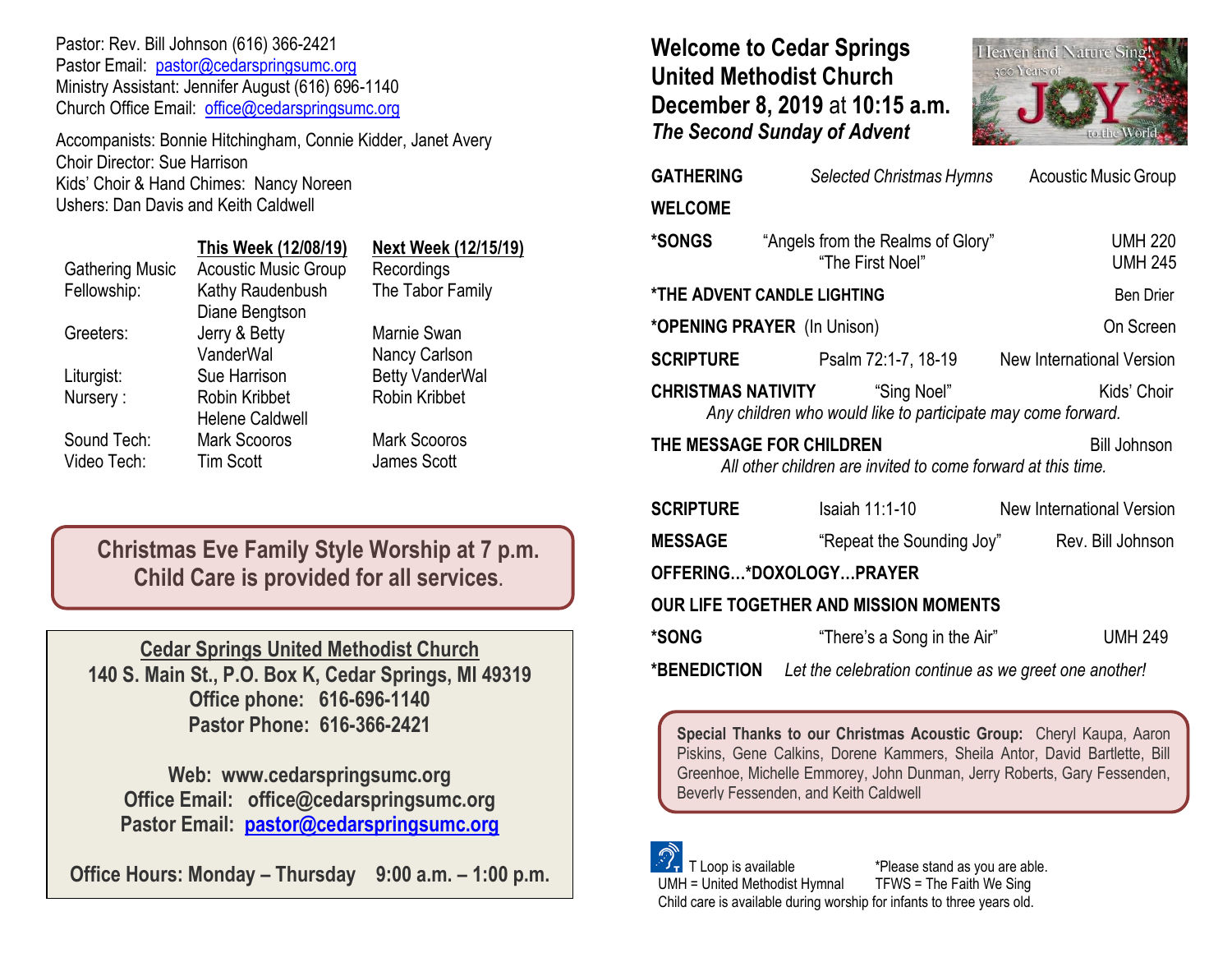Pastor: Rev. Bill Johnson (616) 366-2421
Pastor Email: pastor@cedarspringsumc.org
Ministry Assistant: Jennifer August (616) 696-1140
Church Office Email: office@cedarspringsumc.org

Accompanists: Bonnie Hitchingham, Connie Kidder, Janet Avery
Choir Director: Sue Harrison
Kids' Choir & Hand Chimes: Nancy Noreen
Ushers: Dan Davis and Keith Caldwell

| | This Week (12/08/19) | Next Week (12/15/19) |
|---|---|---|
| Gathering Music | Acoustic Music Group | Recordings |
| Fellowship: | Kathy Raudenbush, Diane Bengtson | The Tabor Family |
| Greeters: | Jerry & Betty VanderWal | Marnie Swan, Nancy Carlson |
| Liturgist: | Sue Harrison | Betty VanderWal |
| Nursery : | Robin Kribbet, Helene Caldwell | Robin Kribbet |
| Sound Tech: | Mark Scooros | Mark Scooros |
| Video Tech: | Tim Scott | James Scott |

**Christmas Eve Family Style Worship at 7 p.m.**
**Child Care is provided for all services.**

**Cedar Springs United Methodist Church**
**140 S. Main St., P.O. Box K, Cedar Springs, MI 49319**
**Office phone: 616-696-1140**
**Pastor Phone: 616-366-2421**

**Web: www.cedarspringsumc.org**
**Office Email: office@cedarspringsumc.org**
**Pastor Email: pastor@cedarspringsumc.org**

**Office Hours: Monday – Thursday 9:00 a.m. – 1:00 p.m.**

# Welcome to Cedar Springs United Methodist Church
## December 8, 2019 at 10:15 a.m.
***The Second Sunday of Advent***

Heaven and Nature Sing! 300 Years of JOY to the World

**GATHERING** *Selected Christmas Hymns* Acoustic Music Group

**WELCOME**

***SONGS** "Angels from the Realms of Glory" UMH 220
"The First Noel" UMH 245

***THE ADVENT CANDLE LIGHTING** Ben Drier

***OPENING PRAYER** (In Unison) On Screen

**SCRIPTURE** Psalm 72:1-7, 18-19 New International Version

**CHRISTMAS NATIVITY** "Sing Noel" Kids' Choir
*Any children who would like to participate may come forward.*

**THE MESSAGE FOR CHILDREN** Bill Johnson
*All other children are invited to come forward at this time.*

**SCRIPTURE** Isaiah 11:1-10 New International Version

**MESSAGE** "Repeat the Sounding Joy" Rev. Bill Johnson

**OFFERING…*DOXOLOGY…PRAYER**

**OUR LIFE TOGETHER AND MISSION MOMENTS**

***SONG** "There's a Song in the Air" UMH 249

***BENEDICTION** *Let the celebration continue as we greet one another!*

**Special Thanks to our Christmas Acoustic Group:** Cheryl Kaupa, Aaron Piskins, Gene Calkins, Dorene Kammers, Sheila Antor, David Bartlette, Bill Greenhoe, Michelle Emmorey, John Dunman, Jerry Roberts, Gary Fessenden, Beverly Fessenden, and Keith Caldwell

T Loop is available *Please stand as you are able.
UMH = United Methodist Hymnal TFWS = The Faith We Sing
Child care is available during worship for infants to three years old.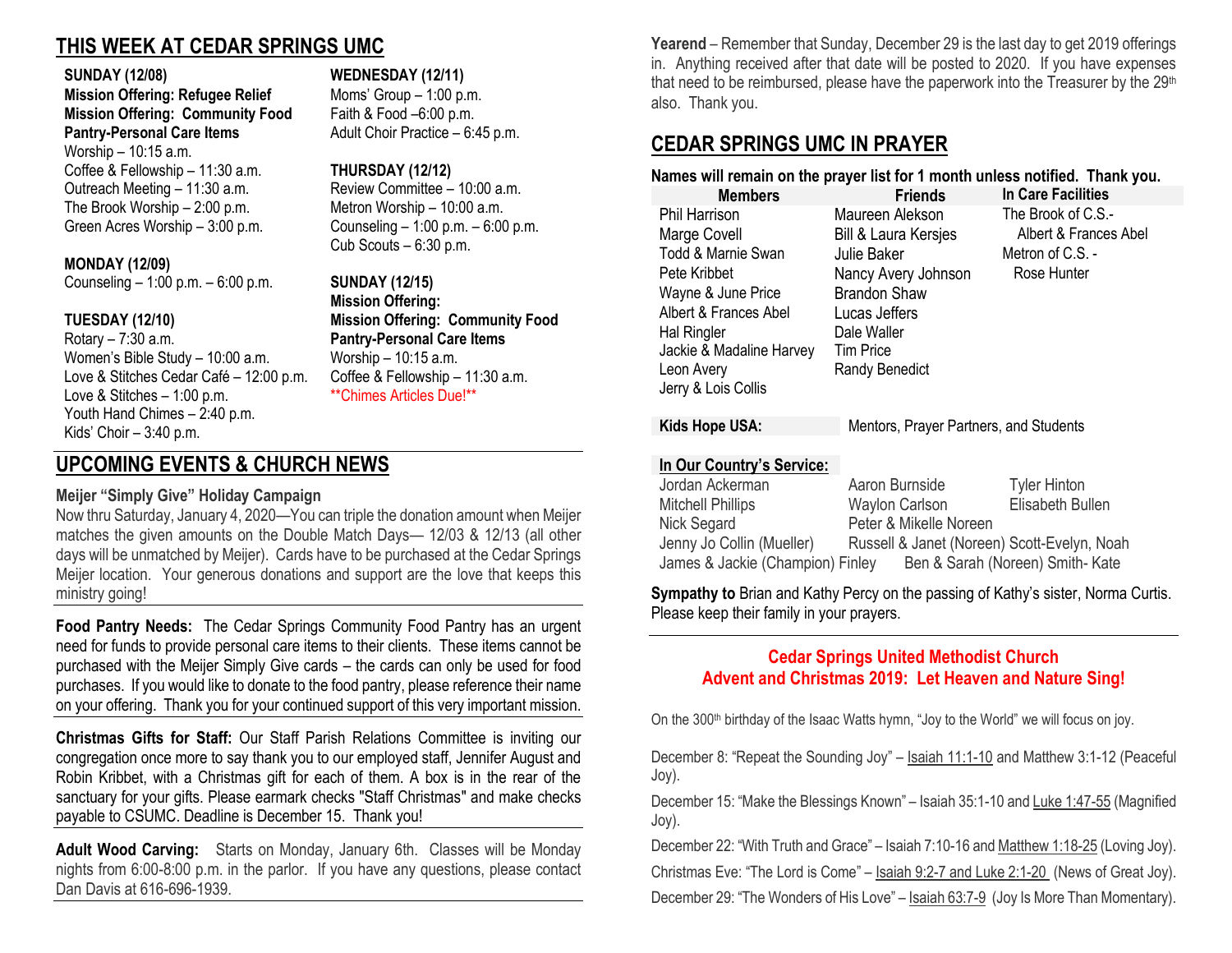## THIS WEEK AT CEDAR SPRINGS UMC

**SUNDAY (12/08)**
**Mission Offering: Refugee Relief**
**Mission Offering: Community Food Pantry-Personal Care Items**
Worship – 10:15 a.m.
Coffee & Fellowship – 11:30 a.m.
Outreach Meeting – 11:30 a.m.
The Brook Worship – 2:00 p.m.
Green Acres Worship – 3:00 p.m.

**MONDAY (12/09)**
Counseling – 1:00 p.m. – 6:00 p.m.

**TUESDAY (12/10)**
Rotary – 7:30 a.m.
Women's Bible Study – 10:00 a.m.
Love & Stitches Cedar Café – 12:00 p.m.
Love & Stitches – 1:00 p.m.
Youth Hand Chimes – 2:40 p.m.
Kids' Choir – 3:40 p.m.

**WEDNESDAY (12/11)**
Moms' Group – 1:00 p.m.
Faith & Food –6:00 p.m.
Adult Choir Practice – 6:45 p.m.

**THURSDAY (12/12)**
Review Committee – 10:00 a.m.
Metron Worship – 10:00 a.m.
Counseling – 1:00 p.m. – 6:00 p.m.
Cub Scouts – 6:30 p.m.

**SUNDAY (12/15)**
**Mission Offering:**
**Mission Offering: Community Food Pantry-Personal Care Items**
Worship – 10:15 a.m.
Coffee & Fellowship – 11:30 a.m.
**Chimes Articles Due!**

## UPCOMING EVENTS & CHURCH NEWS

**Meijer "Simply Give" Holiday Campaign**
Now thru Saturday, January 4, 2020—You can triple the donation amount when Meijer matches the given amounts on the Double Match Days— 12/03 & 12/13 (all other days will be unmatched by Meijer). Cards have to be purchased at the Cedar Springs Meijer location. Your generous donations and support are the love that keeps this ministry going!

**Food Pantry Needs:** The Cedar Springs Community Food Pantry has an urgent need for funds to provide personal care items to their clients. These items cannot be purchased with the Meijer Simply Give cards – the cards can only be used for food purchases. If you would like to donate to the food pantry, please reference their name on your offering. Thank you for your continued support of this very important mission.

**Christmas Gifts for Staff:** Our Staff Parish Relations Committee is inviting our congregation once more to say thank you to our employed staff, Jennifer August and Robin Kribbet, with a Christmas gift for each of them. A box is in the rear of the sanctuary for your gifts. Please earmark checks "Staff Christmas" and make checks payable to CSUMC. Deadline is December 15. Thank you!

**Adult Wood Carving:** Starts on Monday, January 6th. Classes will be Monday nights from 6:00-8:00 p.m. in the parlor. If you have any questions, please contact Dan Davis at 616-696-1939.

**Yearend** – Remember that Sunday, December 29 is the last day to get 2019 offerings in. Anything received after that date will be posted to 2020. If you have expenses that need to be reimbursed, please have the paperwork into the Treasurer by the 29th also. Thank you.

## CEDAR SPRINGS UMC IN PRAYER

**Names will remain on the prayer list for 1 month unless notified. Thank you.**

| Members | Friends | In Care Facilities |
|---|---|---|
| Phil Harrison | Maureen Alekson | The Brook of C.S.- Albert & Frances Abel |
| Marge Covell | Bill & Laura Kersjes | Metron of C.S. - Rose Hunter |
| Todd & Marnie Swan | Julie Baker | |
| Pete Kribbet | Nancy Avery Johnson | |
| Wayne & June Price | Brandon Shaw | |
| Albert & Frances Abel | Lucas Jeffers | |
| Hal Ringler | Dale Waller | |
| Jackie & Madaline Harvey | Tim Price | |
| Leon Avery | Randy Benedict | |
| Jerry & Lois Collis | | |

**Kids Hope USA:** Mentors, Prayer Partners, and Students

**In Our Country's Service:**
Jordan Ackerman, Aaron Burnside, Tyler Hinton
Mitchell Phillips, Waylon Carlson, Elisabeth Bullen
Nick Segard, Peter & Mikelle Noreen
Jenny Jo Collin (Mueller), Russell & Janet (Noreen) Scott-Evelyn, Noah
James & Jackie (Champion) Finley, Ben & Sarah (Noreen) Smith- Kate

**Sympathy to** Brian and Kathy Percy on the passing of Kathy's sister, Norma Curtis. Please keep their family in your prayers.

### Cedar Springs United Methodist Church
### Advent and Christmas 2019: Let Heaven and Nature Sing!

On the 300th birthday of the Isaac Watts hymn, "Joy to the World" we will focus on joy.

December 8: "Repeat the Sounding Joy" – Isaiah 11:1-10 and Matthew 3:1-12 (Peaceful Joy).

December 15: "Make the Blessings Known" – Isaiah 35:1-10 and Luke 1:47-55 (Magnified Joy).

December 22: "With Truth and Grace" – Isaiah 7:10-16 and Matthew 1:18-25 (Loving Joy).

Christmas Eve: "The Lord is Come" – Isaiah 9:2-7 and Luke 2:1-20 (News of Great Joy).

December 29: "The Wonders of His Love" – Isaiah 63:7-9 (Joy Is More Than Momentary).